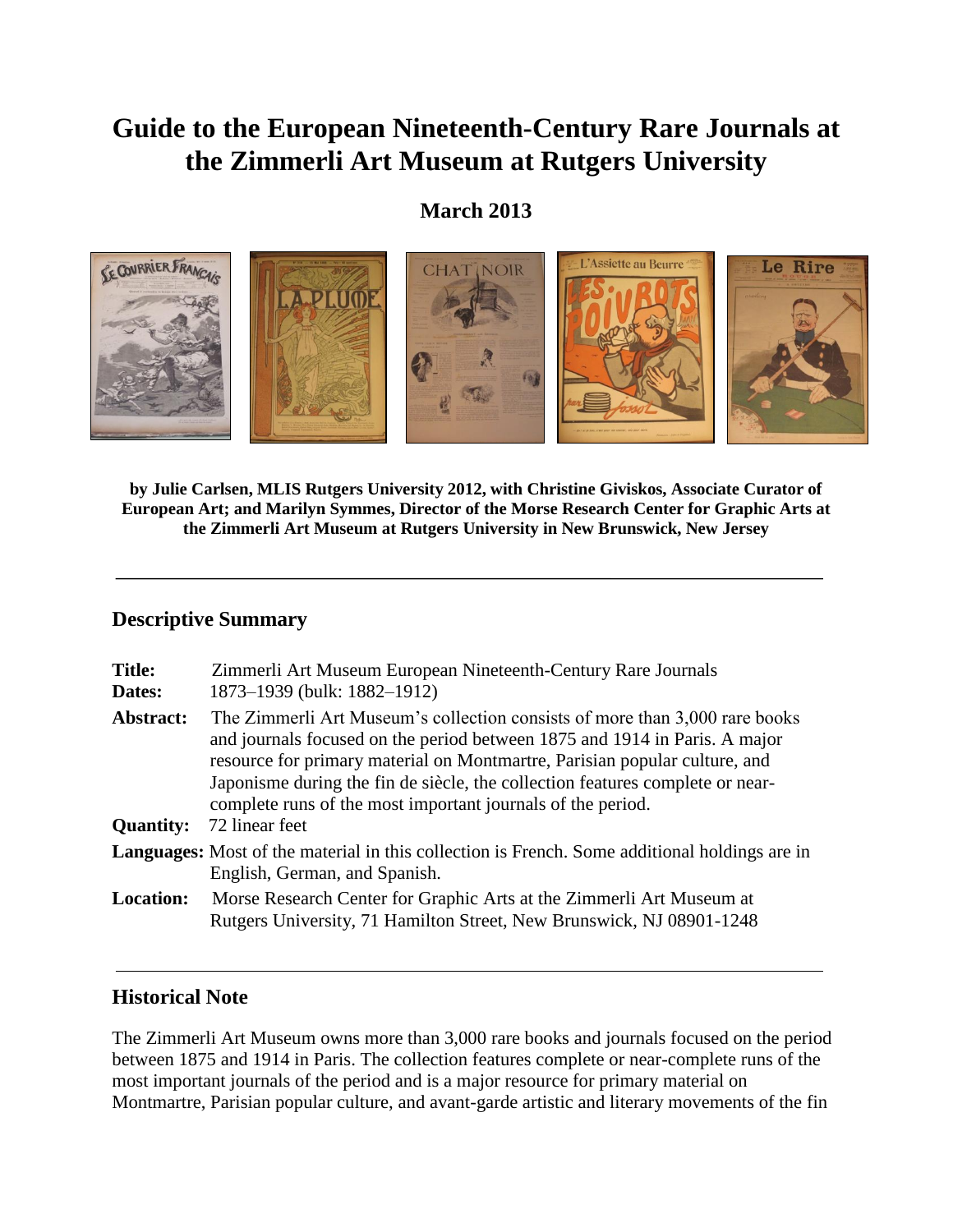# Guide to the European Nineteenth-Century Rare Journals at the Zimmerli Art Museum at Rutgers University

**March 2013**

**by Julie Carlsen, MLIS Rutgers University 2012, with Christine Giviskos, Associate Curator of European Art; and Marilyn Symmes, Director of the Morse Research Center for Graphic Arts at the Zimmerli Art Museum at Rutgers University in New Brunswick, New Jersey**

---

## Descriptive Summary

**Title:** Zimmerli Art Museum European Nineteenth-Century Rare Journals

**Dates:** 1873–1939 (bulk: 1882–1912)

**Abstract:** The Zimmerli Art Museum's collection consists of more than 3,000 rare books and journals focused on the period between 1875 and 1914 in Paris. A major resource for primary material on Montmartre, Parisian popular culture, and Japonisme during the fin de siècle, the collection features complete or near-complete runs of the most important journals of the period.

**Quantity:** 72 linear feet

**Languages:** Most of the material in this collection is French. Some additional holdings are in English, German, and Spanish.

**Location:** Morse Research Center for Graphic Arts at the Zimmerli Art Museum at Rutgers University, 71 Hamilton Street, New Brunswick, NJ 08901-1248

---

## Historical Note

The Zimmerli Art Museum owns more than 3,000 rare books and journals focused on the period between 1875 and 1914 in Paris. The collection features complete or near-complete runs of the most important journals of the period and is a major resource for primary material on Montmartre, Parisian popular culture, and avant-garde artistic and literary movements of the fin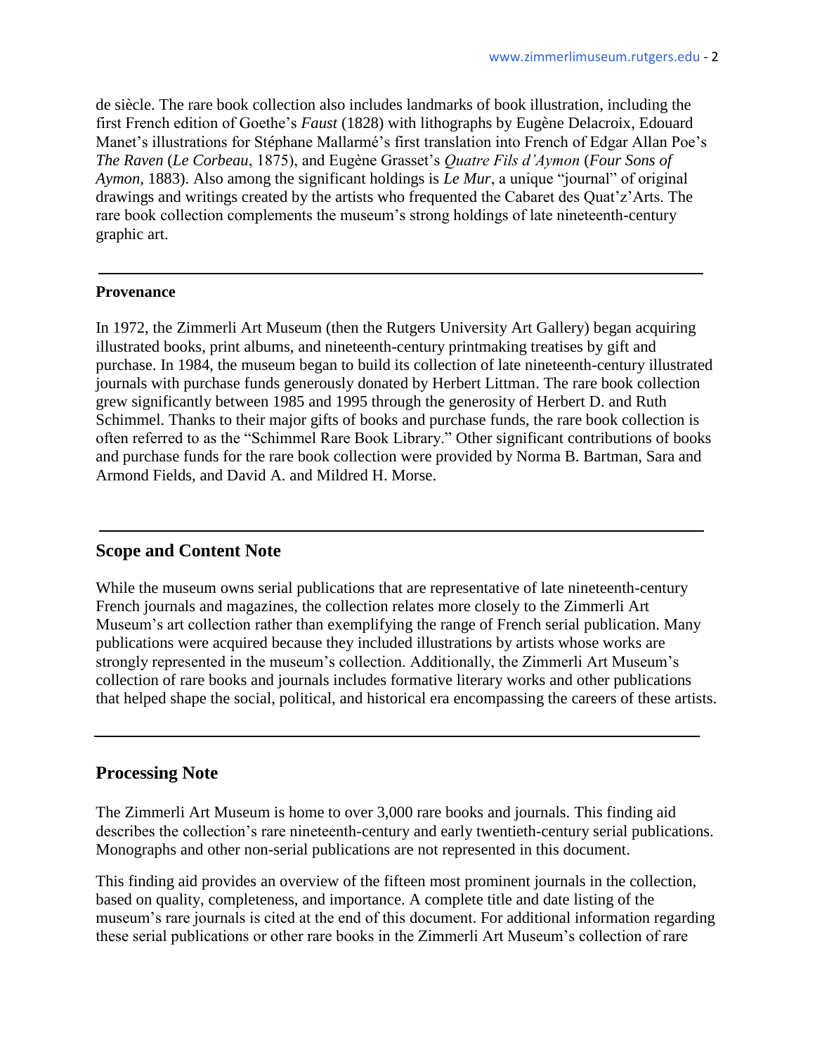de siècle. The rare book collection also includes landmarks of book illustration, including the first French edition of Goethe's *Faust* (1828) with lithographs by Eugène Delacroix, Edouard Manet's illustrations for Stéphane Mallarmé's first translation into French of Edgar Allan Poe's *The Raven* (*Le Corbeau*, 1875), and Eugène Grasset's *Quatre Fils d'Aymon* (*Four Sons of Aymon*, 1883). Also among the significant holdings is *Le Mur*, a unique "journal" of original drawings and writings created by the artists who frequented the Cabaret des Quat'z'Arts. The rare book collection complements the museum's strong holdings of late nineteenth-century graphic art.

---

**Provenance**

In 1972, the Zimmerli Art Museum (then the Rutgers University Art Gallery) began acquiring illustrated books, print albums, and nineteenth-century printmaking treatises by gift and purchase. In 1984, the museum began to build its collection of late nineteenth-century illustrated journals with purchase funds generously donated by Herbert Littman. The rare book collection grew significantly between 1985 and 1995 through the generosity of Herbert D. and Ruth Schimmel. Thanks to their major gifts of books and purchase funds, the rare book collection is often referred to as the "Schimmel Rare Book Library." Other significant contributions of books and purchase funds for the rare book collection were provided by Norma B. Bartman, Sara and Armond Fields, and David A. and Mildred H. Morse.

---

## Scope and Content Note

While the museum owns serial publications that are representative of late nineteenth-century French journals and magazines, the collection relates more closely to the Zimmerli Art Museum's art collection rather than exemplifying the range of French serial publication. Many publications were acquired because they included illustrations by artists whose works are strongly represented in the museum's collection. Additionally, the Zimmerli Art Museum's collection of rare books and journals includes formative literary works and other publications that helped shape the social, political, and historical era encompassing the careers of these artists.

---

## Processing Note

The Zimmerli Art Museum is home to over 3,000 rare books and journals. This finding aid describes the collection's rare nineteenth-century and early twentieth-century serial publications. Monographs and other non-serial publications are not represented in this document.

This finding aid provides an overview of the fifteen most prominent journals in the collection, based on quality, completeness, and importance. A complete title and date listing of the museum's rare journals is cited at the end of this document. For additional information regarding these serial publications or other rare books in the Zimmerli Art Museum's collection of rare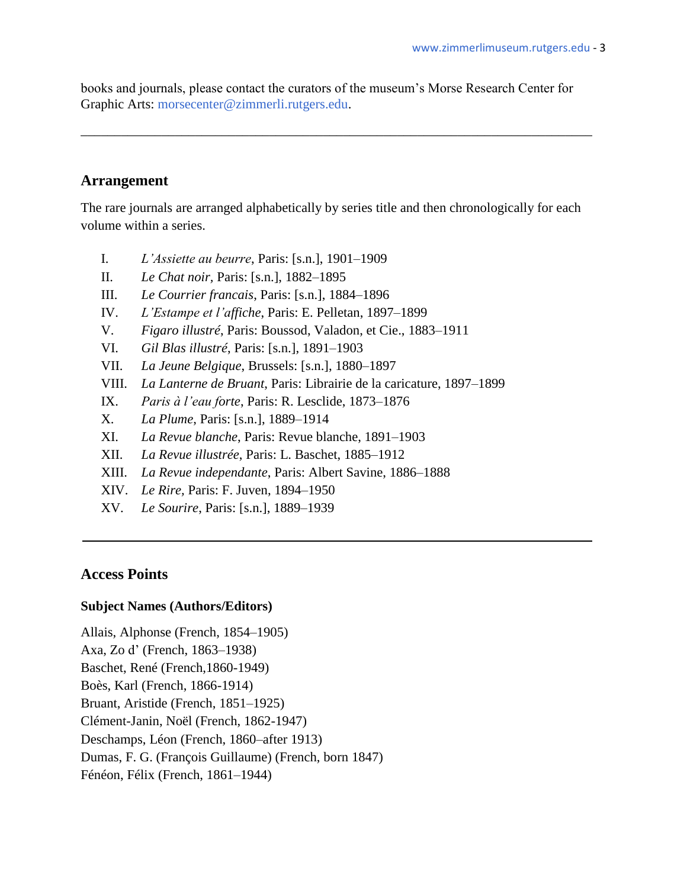books and journals, please contact the curators of the museum's Morse Research Center for Graphic Arts: morsecenter@zimmerli.rutgers.edu.

---

## Arrangement

The rare journals are arranged alphabetically by series title and then chronologically for each volume within a series.

- I. *L'Assiette au beurre*, Paris: [s.n.], 1901–1909
- II. *Le Chat noir*, Paris: [s.n.], 1882–1895
- III. *Le Courrier francais*, Paris: [s.n.], 1884–1896
- IV. *L'Estampe et l'affiche*, Paris: E. Pelletan, 1897–1899
- V. *Figaro illustré*, Paris: Boussod, Valadon, et Cie., 1883–1911
- VI. *Gil Blas illustré*, Paris: [s.n.], 1891–1903
- VII. *La Jeune Belgique*, Brussels: [s.n.], 1880–1897
- VIII. *La Lanterne de Bruant*, Paris: Librairie de la caricature, 1897–1899
- IX. *Paris à l'eau forte*, Paris: R. Lesclide, 1873–1876
- X. *La Plume*, Paris: [s.n.], 1889–1914
- XI. *La Revue blanche*, Paris: Revue blanche, 1891–1903
- XII. *La Revue illustrée*, Paris: L. Baschet, 1885–1912
- XIII. *La Revue independante*, Paris: Albert Savine, 1886–1888
- XIV. *Le Rire*, Paris: F. Juven, 1894–1950
- XV. *Le Sourire*, Paris: [s.n.], 1889–1939

---

## Access Points

### Subject Names (Authors/Editors)

Allais, Alphonse (French, 1854–1905)
Axa, Zo d' (French, 1863–1938)
Baschet, René (French,1860-1949)
Boès, Karl (French, 1866-1914)
Bruant, Aristide (French, 1851–1925)
Clément-Janin, Noël (French, 1862-1947)
Deschamps, Léon (French, 1860–after 1913)
Dumas, F. G. (François Guillaume) (French, born 1847)
Fénéon, Félix (French, 1861–1944)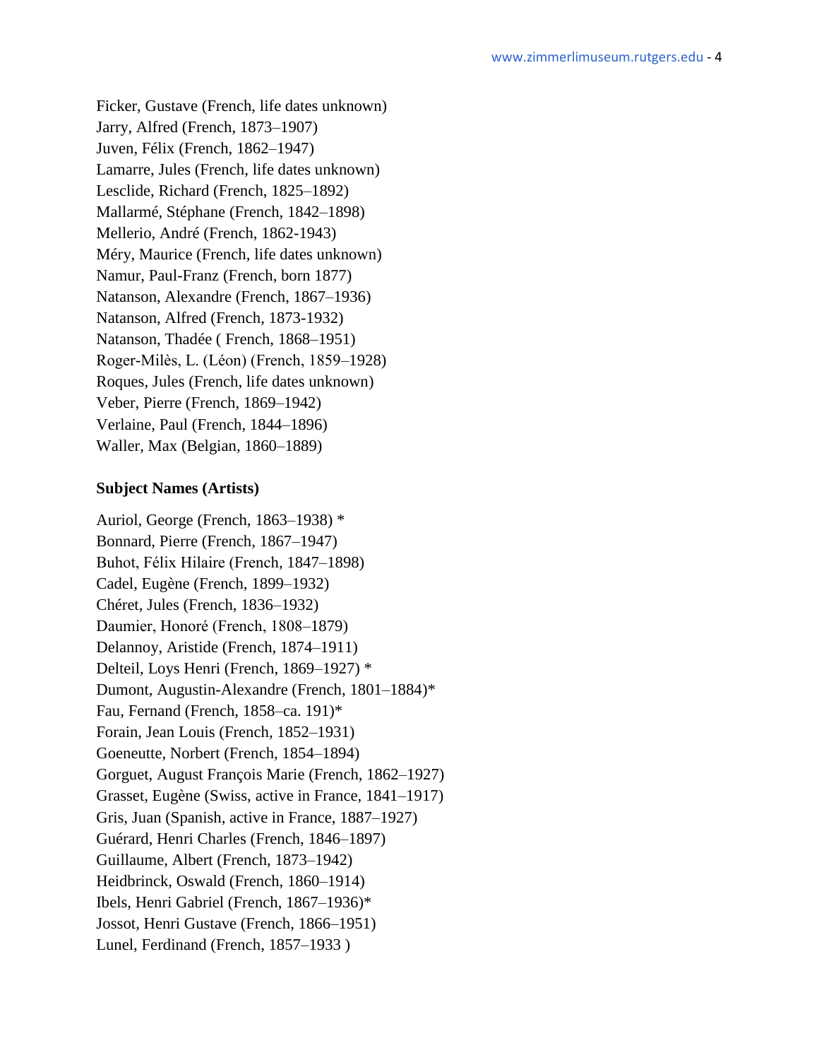Ficker, Gustave (French, life dates unknown)
Jarry, Alfred (French, 1873–1907)
Juven, Félix (French, 1862–1947)
Lamarre, Jules (French, life dates unknown)
Lesclide, Richard (French, 1825–1892)
Mallarmé, Stéphane (French, 1842–1898)
Mellerio, André (French, 1862-1943)
Méry, Maurice (French, life dates unknown)
Namur, Paul-Franz (French, born 1877)
Natanson, Alexandre (French, 1867–1936)
Natanson, Alfred (French, 1873-1932)
Natanson, Thadée ( French, 1868–1951)
Roger-Milès, L. (Léon) (French, 1859–1928)
Roques, Jules (French, life dates unknown)
Veber, Pierre (French, 1869–1942)
Verlaine, Paul (French, 1844–1896)
Waller, Max (Belgian, 1860–1889)

**Subject Names (Artists)**

Auriol, George (French, 1863–1938) *
Bonnard, Pierre (French, 1867–1947)
Buhot, Félix Hilaire (French, 1847–1898)
Cadel, Eugène (French, 1899–1932)
Chéret, Jules (French, 1836–1932)
Daumier, Honoré (French, 1808–1879)
Delannoy, Aristide (French, 1874–1911)
Delteil, Loys Henri (French, 1869–1927) *
Dumont, Augustin-Alexandre (French, 1801–1884)*
Fau, Fernand (French, 1858–ca. 191)*
Forain, Jean Louis (French, 1852–1931)
Goeneutte, Norbert (French, 1854–1894)
Gorguet, August François Marie (French, 1862–1927)
Grasset, Eugène (Swiss, active in France, 1841–1917)
Gris, Juan (Spanish, active in France, 1887–1927)
Guérard, Henri Charles (French, 1846–1897)
Guillaume, Albert (French, 1873–1942)
Heidbrinck, Oswald (French, 1860–1914)
Ibels, Henri Gabriel (French, 1867–1936)*
Jossot, Henri Gustave (French, 1866–1951)
Lunel, Ferdinand (French, 1857–1933 )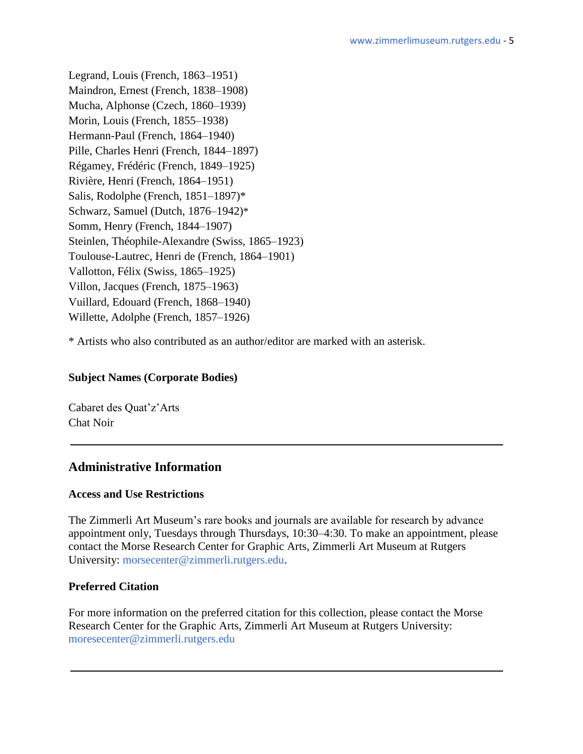Legrand, Louis (French, 1863–1951)
Maindron, Ernest (French, 1838–1908)
Mucha, Alphonse (Czech, 1860–1939)
Morin, Louis (French, 1855–1938)
Hermann-Paul (French, 1864–1940)
Pille, Charles Henri (French, 1844–1897)
Régamey, Frédéric (French, 1849–1925)
Rivière, Henri (French, 1864–1951)
Salis, Rodolphe (French, 1851–1897)*
Schwarz, Samuel (Dutch, 1876–1942)*
Somm, Henry (French, 1844–1907)
Steinlen, Théophile-Alexandre (Swiss, 1865–1923)
Toulouse-Lautrec, Henri de (French, 1864–1901)
Vallotton, Félix (Swiss, 1865–1925)
Villon, Jacques (French, 1875–1963)
Vuillard, Edouard (French, 1868–1940)
Willette, Adolphe (French, 1857–1926)

* Artists who also contributed as an author/editor are marked with an asterisk.

**Subject Names (Corporate Bodies)**

Cabaret des Quat'z'Arts
Chat Noir

---

## Administrative Information

**Access and Use Restrictions**

The Zimmerli Art Museum's rare books and journals are available for research by advance appointment only, Tuesdays through Thursdays, 10:30–4:30. To make an appointment, please contact the Morse Research Center for Graphic Arts, Zimmerli Art Museum at Rutgers University: morsecenter@zimmerli.rutgers.edu.

**Preferred Citation**

For more information on the preferred citation for this collection, please contact the Morse Research Center for the Graphic Arts, Zimmerli Art Museum at Rutgers University: moresecenter@zimmerli.rutgers.edu

---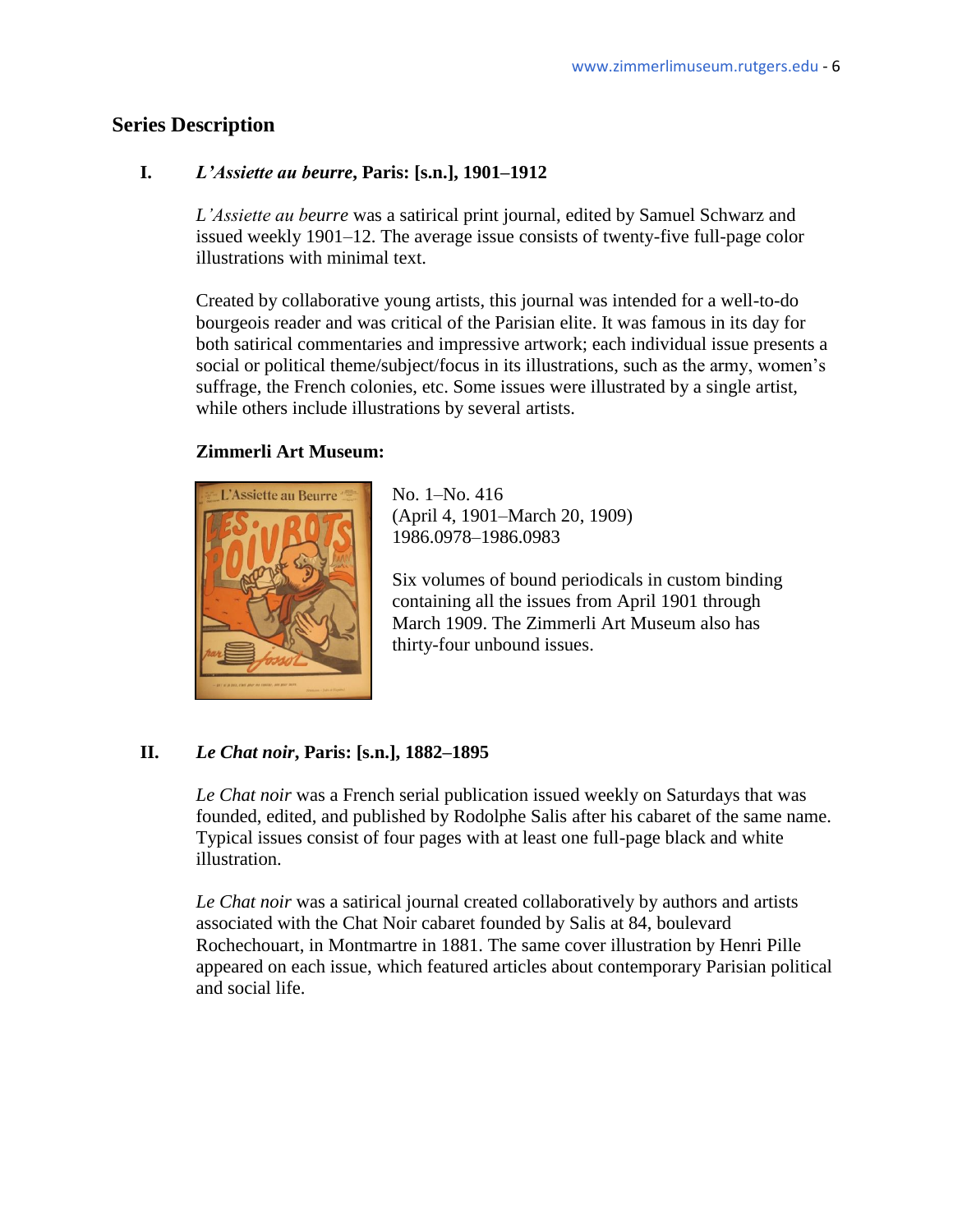## Series Description

### I. *L'Assiette au beurre*, Paris: [s.n.], 1901–1912

*L'Assiette au beurre* was a satirical print journal, edited by Samuel Schwarz and issued weekly 1901–12. The average issue consists of twenty-five full-page color illustrations with minimal text.

Created by collaborative young artists, this journal was intended for a well-to-do bourgeois reader and was critical of the Parisian elite. It was famous in its day for both satirical commentaries and impressive artwork; each individual issue presents a social or political theme/subject/focus in its illustrations, such as the army, women's suffrage, the French colonies, etc. Some issues were illustrated by a single artist, while others include illustrations by several artists.

**Zimmerli Art Museum:**

No. 1–No. 416
(April 4, 1901–March 20, 1909)
1986.0978–1986.0983

Six volumes of bound periodicals in custom binding containing all the issues from April 1901 through March 1909. The Zimmerli Art Museum also has thirty-four unbound issues.

### II. *Le Chat noir*, Paris: [s.n.], 1882–1895

*Le Chat noir* was a French serial publication issued weekly on Saturdays that was founded, edited, and published by Rodolphe Salis after his cabaret of the same name. Typical issues consist of four pages with at least one full-page black and white illustration.

*Le Chat noir* was a satirical journal created collaboratively by authors and artists associated with the Chat Noir cabaret founded by Salis at 84, boulevard Rochechouart, in Montmartre in 1881. The same cover illustration by Henri Pille appeared on each issue, which featured articles about contemporary Parisian political and social life.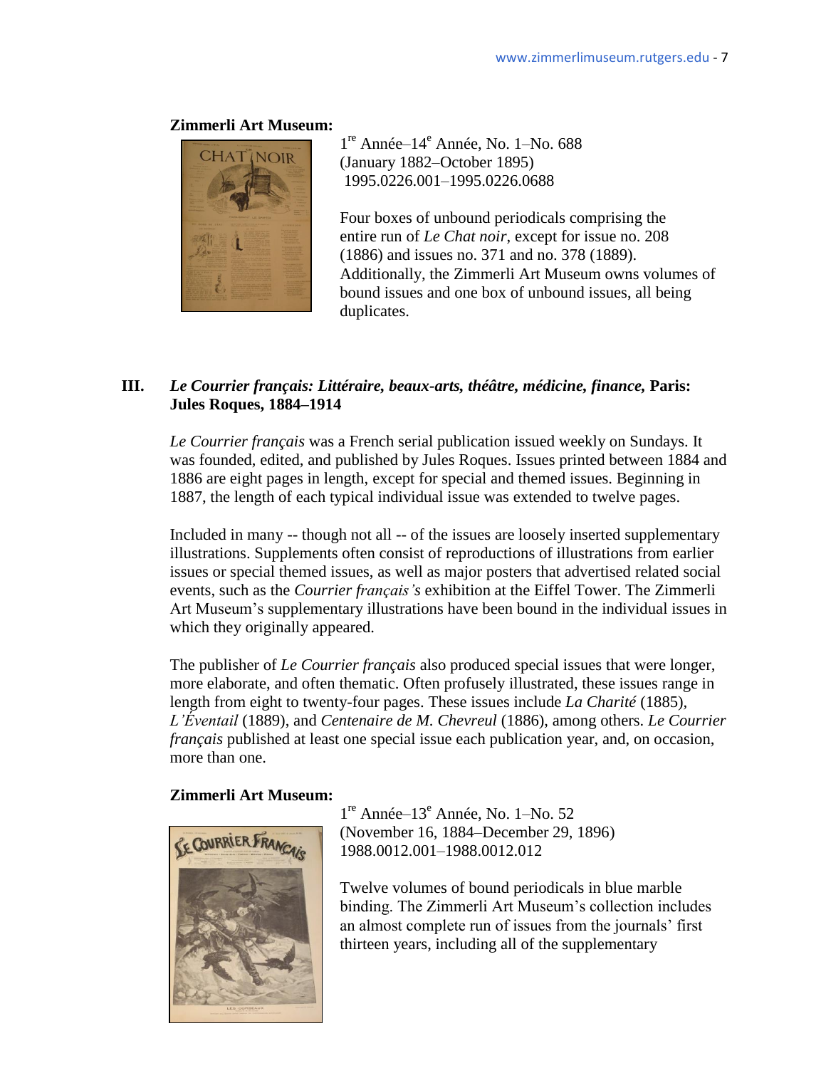**Zimmerli Art Museum:**

1re Année–14e Année, No. 1–No. 688
(January 1882–October 1895)
1995.0226.001–1995.0226.0688

Four boxes of unbound periodicals comprising the entire run of *Le Chat noir*, except for issue no. 208 (1886) and issues no. 371 and no. 378 (1889). Additionally, the Zimmerli Art Museum owns volumes of bound issues and one box of unbound issues, all being duplicates.

## III. *Le Courrier français: Littéraire, beaux-arts, théâtre, médicine, finance,* Paris: Jules Roques, 1884–1914

*Le Courrier français* was a French serial publication issued weekly on Sundays. It was founded, edited, and published by Jules Roques. Issues printed between 1884 and 1886 are eight pages in length, except for special and themed issues. Beginning in 1887, the length of each typical individual issue was extended to twelve pages.

Included in many -- though not all -- of the issues are loosely inserted supplementary illustrations. Supplements often consist of reproductions of illustrations from earlier issues or special themed issues, as well as major posters that advertised related social events, such as the *Courrier français's* exhibition at the Eiffel Tower. The Zimmerli Art Museum's supplementary illustrations have been bound in the individual issues in which they originally appeared.

The publisher of *Le Courrier français* also produced special issues that were longer, more elaborate, and often thematic. Often profusely illustrated, these issues range in length from eight to twenty-four pages. These issues include *La Charité* (1885), *L'Éventail* (1889), and *Centenaire de M. Chevreul* (1886), among others. *Le Courrier français* published at least one special issue each publication year, and, on occasion, more than one.

**Zimmerli Art Museum:**

1re Année–13e Année, No. 1–No. 52
(November 16, 1884–December 29, 1896)
1988.0012.001–1988.0012.012

Twelve volumes of bound periodicals in blue marble binding. The Zimmerli Art Museum's collection includes an almost complete run of issues from the journals' first thirteen years, including all of the supplementary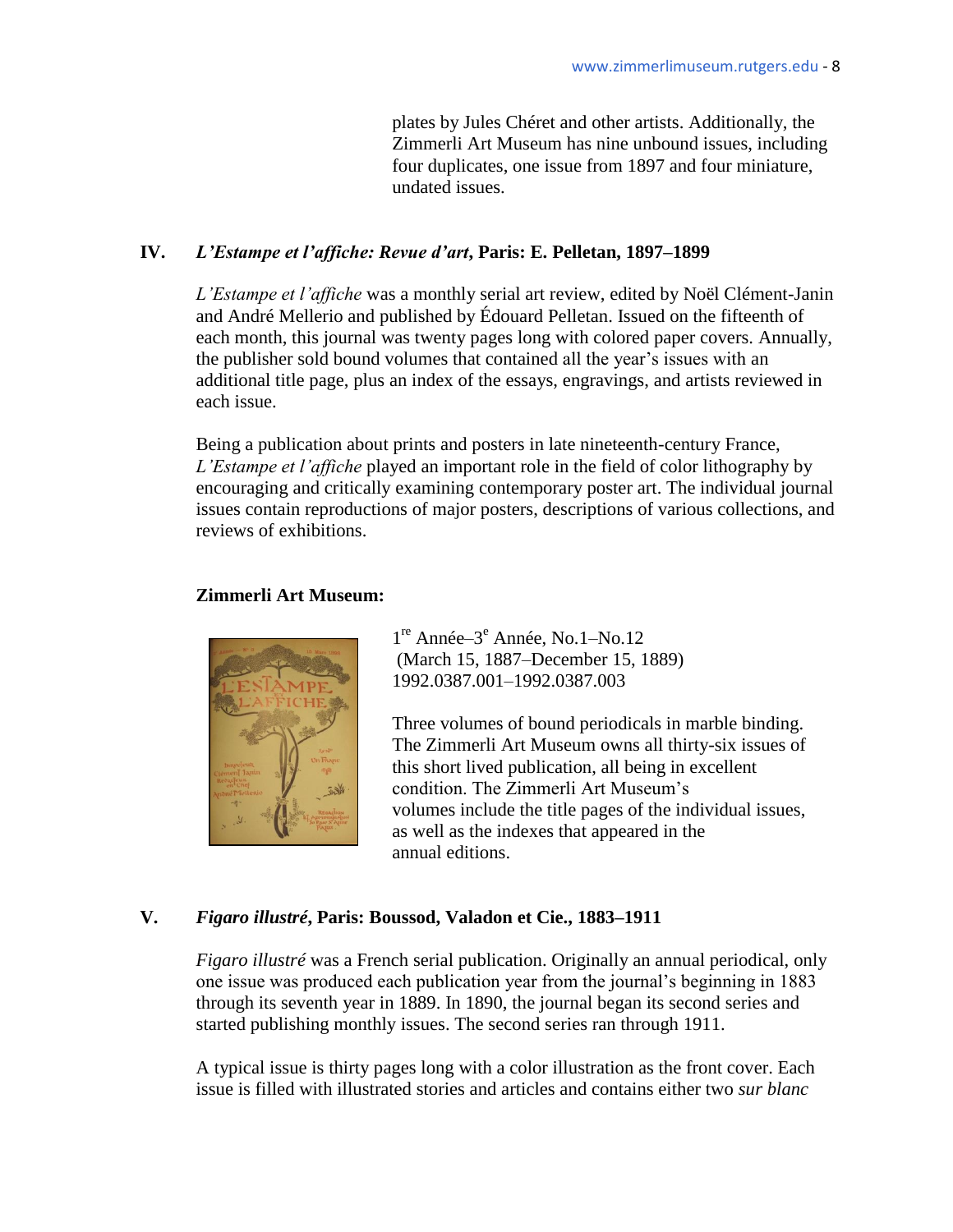plates by Jules Chéret and other artists. Additionally, the Zimmerli Art Museum has nine unbound issues, including four duplicates, one issue from 1897 and four miniature, undated issues.

## IV. *L'Estampe et l'affiche: Revue d'art*, Paris: E. Pelletan, 1897–1899

*L'Estampe et l'affiche* was a monthly serial art review, edited by Noël Clément-Janin and André Mellerio and published by Édouard Pelletan. Issued on the fifteenth of each month, this journal was twenty pages long with colored paper covers. Annually, the publisher sold bound volumes that contained all the year's issues with an additional title page, plus an index of the essays, engravings, and artists reviewed in each issue.

Being a publication about prints and posters in late nineteenth-century France, *L'Estampe et l'affiche* played an important role in the field of color lithography by encouraging and critically examining contemporary poster art. The individual journal issues contain reproductions of major posters, descriptions of various collections, and reviews of exhibitions.

**Zimmerli Art Museum:**

1re Année–3e Année, No.1–No.12
(March 15, 1887–December 15, 1889)
1992.0387.001–1992.0387.003

Three volumes of bound periodicals in marble binding. The Zimmerli Art Museum owns all thirty-six issues of this short lived publication, all being in excellent condition. The Zimmerli Art Museum's volumes include the title pages of the individual issues, as well as the indexes that appeared in the annual editions.

## V. *Figaro illustré*, Paris: Boussod, Valadon et Cie., 1883–1911

*Figaro illustré* was a French serial publication. Originally an annual periodical, only one issue was produced each publication year from the journal's beginning in 1883 through its seventh year in 1889. In 1890, the journal began its second series and started publishing monthly issues. The second series ran through 1911.

A typical issue is thirty pages long with a color illustration as the front cover. Each issue is filled with illustrated stories and articles and contains either two *sur blanc*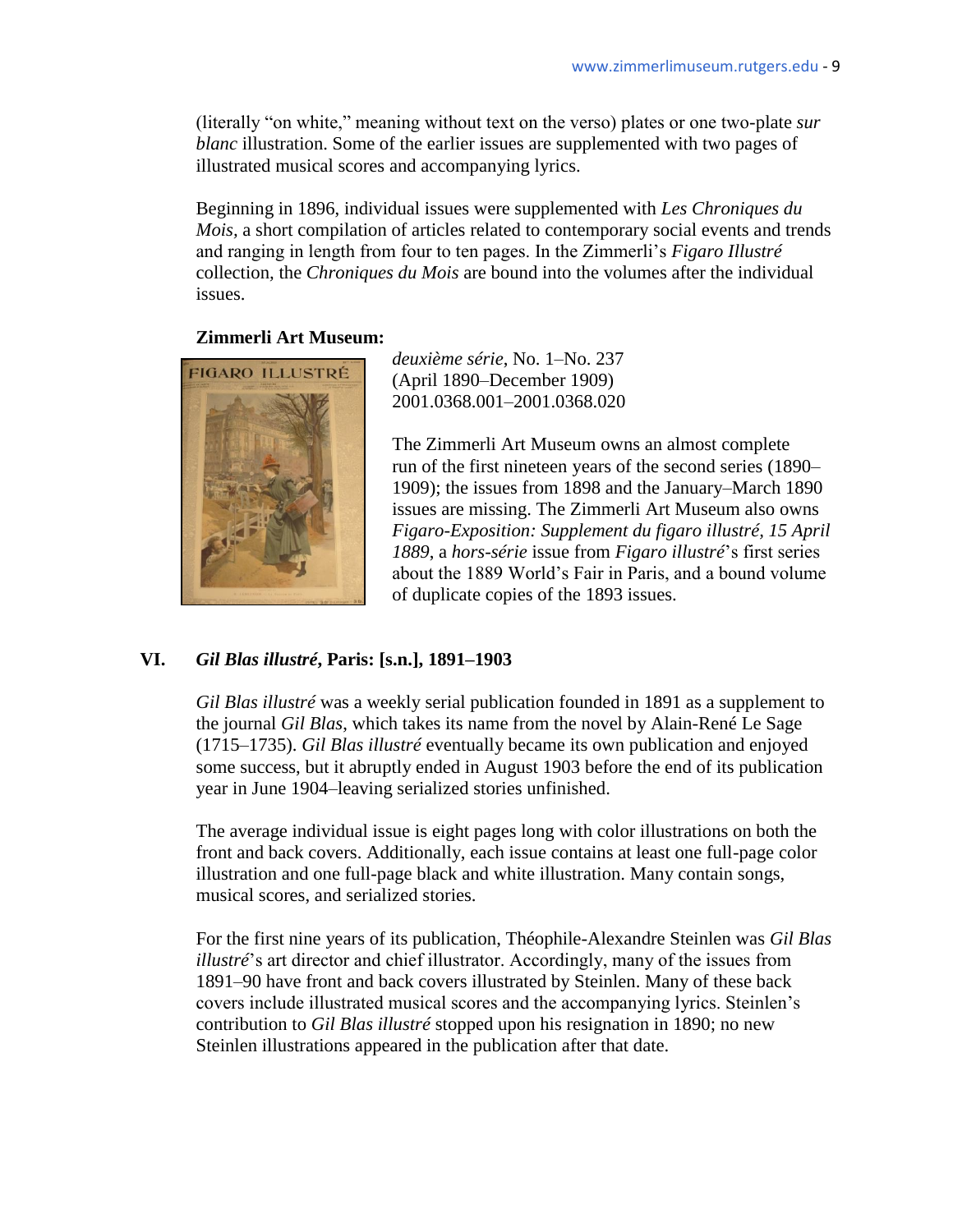(literally "on white," meaning without text on the verso) plates or one two-plate *sur blanc* illustration. Some of the earlier issues are supplemented with two pages of illustrated musical scores and accompanying lyrics.

Beginning in 1896, individual issues were supplemented with *Les Chroniques du Mois*, a short compilation of articles related to contemporary social events and trends and ranging in length from four to ten pages. In the Zimmerli's *Figaro Illustré* collection, the *Chroniques du Mois* are bound into the volumes after the individual issues.

**Zimmerli Art Museum:**

*deuxième série*, No. 1–No. 237
(April 1890–December 1909)
2001.0368.001–2001.0368.020

The Zimmerli Art Museum owns an almost complete run of the first nineteen years of the second series (1890–1909); the issues from 1898 and the January–March 1890 issues are missing. The Zimmerli Art Museum also owns *Figaro-Exposition: Supplement du figaro illustré, 15 April 1889*, a *hors-série* issue from *Figaro illustré*'s first series about the 1889 World's Fair in Paris, and a bound volume of duplicate copies of the 1893 issues.

## VI. *Gil Blas illustré*, Paris: [s.n.], 1891–1903

*Gil Blas illustré* was a weekly serial publication founded in 1891 as a supplement to the journal *Gil Blas*, which takes its name from the novel by Alain-René Le Sage (1715–1735). *Gil Blas illustré* eventually became its own publication and enjoyed some success, but it abruptly ended in August 1903 before the end of its publication year in June 1904–leaving serialized stories unfinished.

The average individual issue is eight pages long with color illustrations on both the front and back covers. Additionally, each issue contains at least one full-page color illustration and one full-page black and white illustration. Many contain songs, musical scores, and serialized stories.

For the first nine years of its publication, Théophile-Alexandre Steinlen was *Gil Blas illustré*'s art director and chief illustrator. Accordingly, many of the issues from 1891–90 have front and back covers illustrated by Steinlen. Many of these back covers include illustrated musical scores and the accompanying lyrics. Steinlen's contribution to *Gil Blas illustré* stopped upon his resignation in 1890; no new Steinlen illustrations appeared in the publication after that date.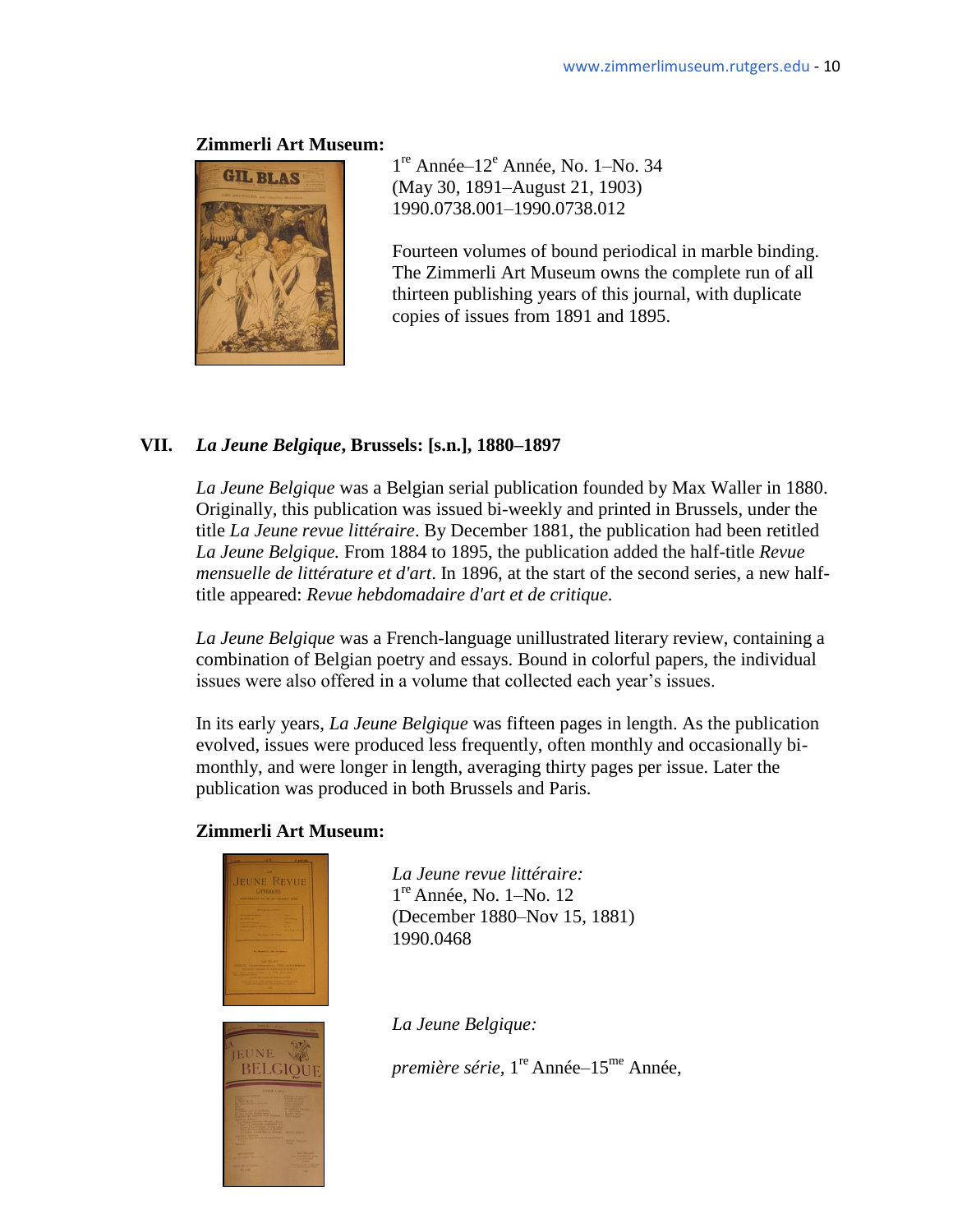**Zimmerli Art Museum:**

1re Année–12e Année, No. 1–No. 34
(May 30, 1891–August 21, 1903)
1990.0738.001–1990.0738.012

Fourteen volumes of bound periodical in marble binding. The Zimmerli Art Museum owns the complete run of all thirteen publishing years of this journal, with duplicate copies of issues from 1891 and 1895.

## VII. *La Jeune Belgique*, Brussels: [s.n.], 1880–1897

*La Jeune Belgique* was a Belgian serial publication founded by Max Waller in 1880. Originally, this publication was issued bi-weekly and printed in Brussels, under the title *La Jeune revue littéraire*. By December 1881, the publication had been retitled *La Jeune Belgique.* From 1884 to 1895, the publication added the half-title *Revue mensuelle de littérature et d'art*. In 1896, at the start of the second series, a new half-title appeared: *Revue hebdomadaire d'art et de critique.*

*La Jeune Belgique* was a French-language unillustrated literary review, containing a combination of Belgian poetry and essays. Bound in colorful papers, the individual issues were also offered in a volume that collected each year's issues.

In its early years, *La Jeune Belgique* was fifteen pages in length. As the publication evolved, issues were produced less frequently, often monthly and occasionally bi-monthly, and were longer in length, averaging thirty pages per issue. Later the publication was produced in both Brussels and Paris.

**Zimmerli Art Museum:**

*La Jeune revue littéraire:*
1re Année, No. 1–No. 12
(December 1880–Nov 15, 1881)
1990.0468

*La Jeune Belgique:*

*première série,* 1re Année–15me Année,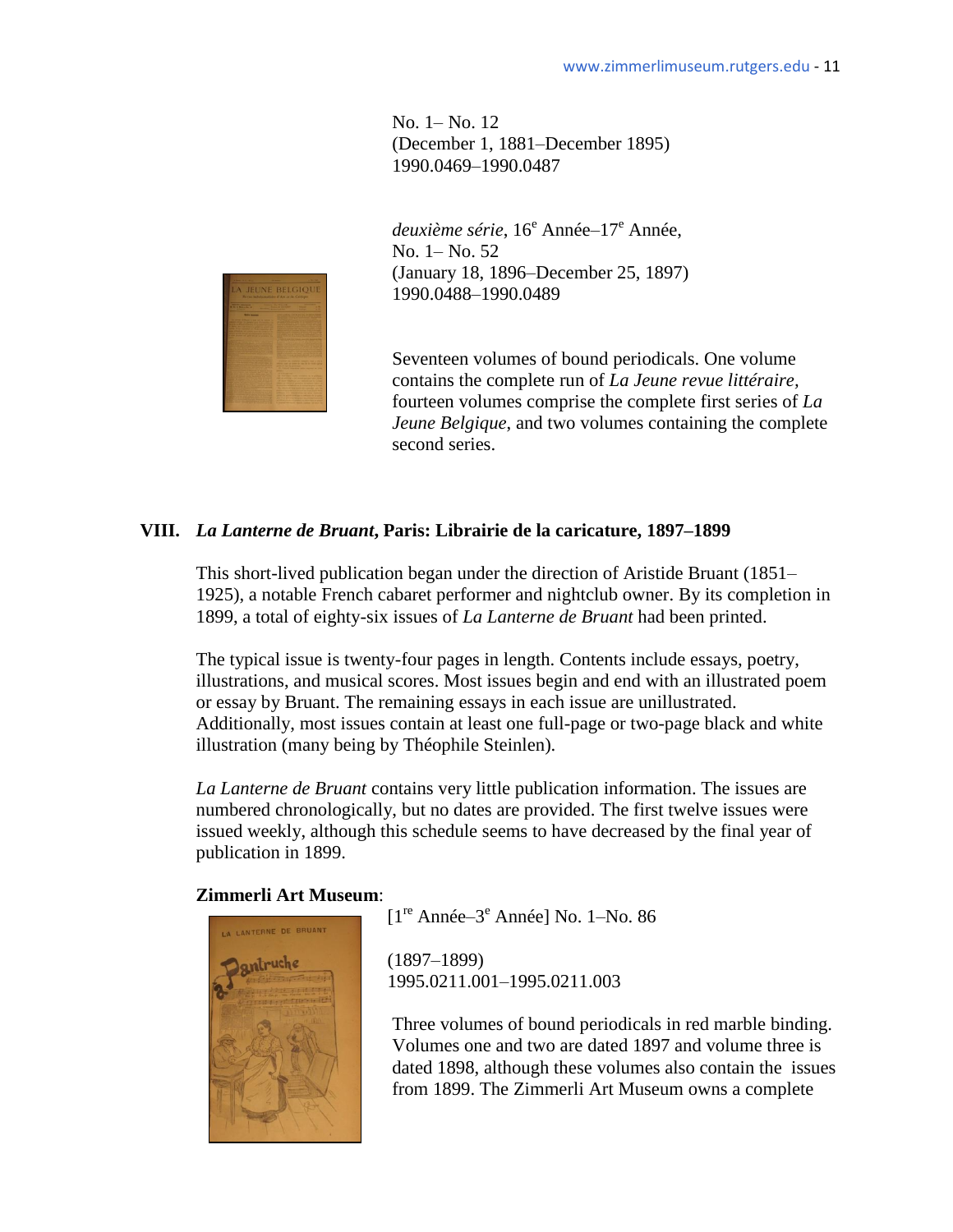No. 1– No. 12
(December 1, 1881–December 1895)
1990.0469–1990.0487

*deuxième série*, 16e Année–17e Année,
No. 1– No. 52
(January 18, 1896–December 25, 1897)
1990.0488–1990.0489

Seventeen volumes of bound periodicals. One volume contains the complete run of *La Jeune revue littéraire*, fourteen volumes comprise the complete first series of *La Jeune Belgique*, and two volumes containing the complete second series.

## VIII. *La Lanterne de Bruant*, Paris: Librairie de la caricature, 1897–1899

This short-lived publication began under the direction of Aristide Bruant (1851–1925), a notable French cabaret performer and nightclub owner. By its completion in 1899, a total of eighty-six issues of *La Lanterne de Bruant* had been printed.

The typical issue is twenty-four pages in length. Contents include essays, poetry, illustrations, and musical scores. Most issues begin and end with an illustrated poem or essay by Bruant. The remaining essays in each issue are unillustrated. Additionally, most issues contain at least one full-page or two-page black and white illustration (many being by Théophile Steinlen).

*La Lanterne de Bruant* contains very little publication information. The issues are numbered chronologically, but no dates are provided. The first twelve issues were issued weekly, although this schedule seems to have decreased by the final year of publication in 1899.

**Zimmerli Art Museum**:

[1re Année–3e Année] No. 1–No. 86

(1897–1899)
1995.0211.001–1995.0211.003

Three volumes of bound periodicals in red marble binding. Volumes one and two are dated 1897 and volume three is dated 1898, although these volumes also contain the issues from 1899. The Zimmerli Art Museum owns a complete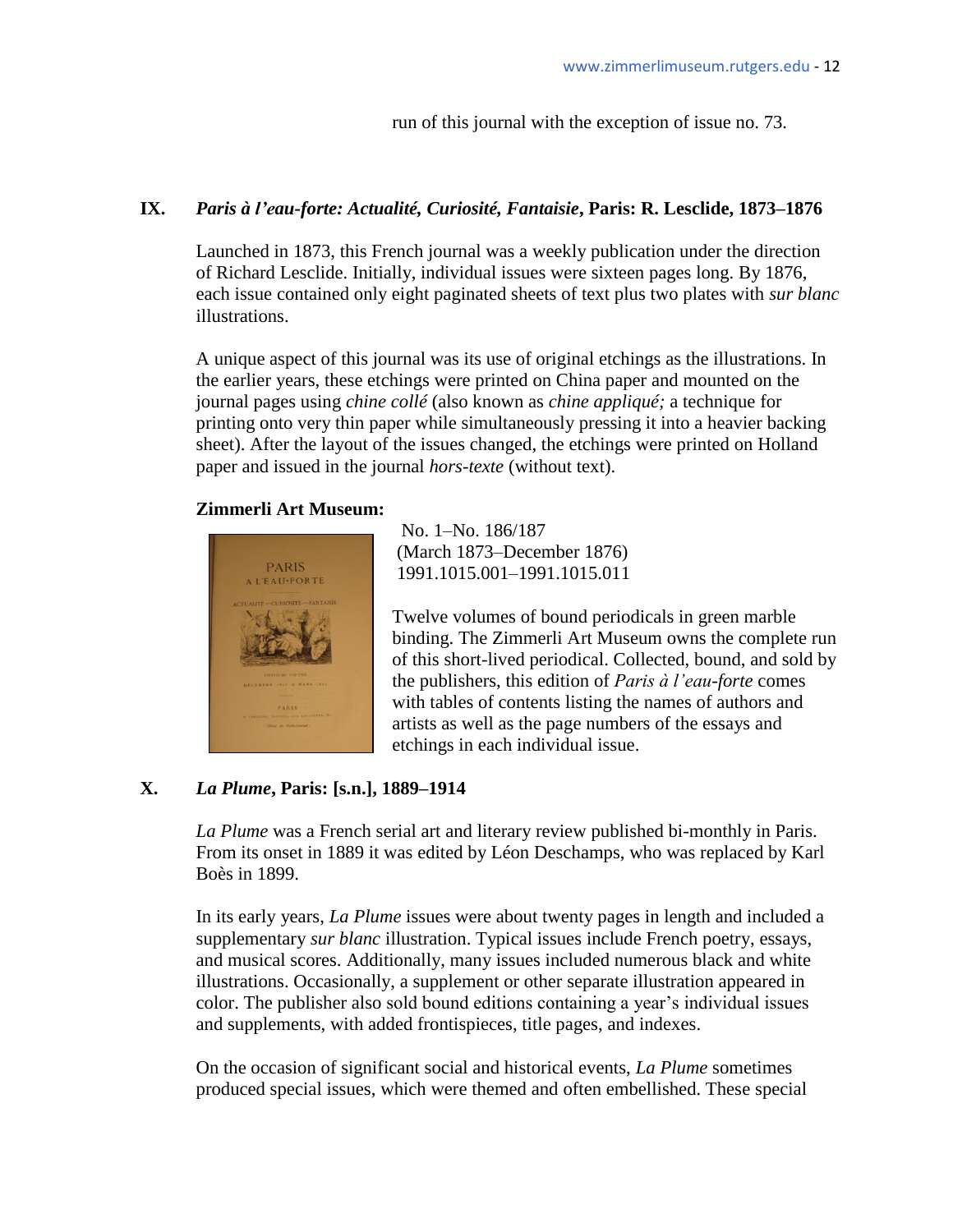run of this journal with the exception of issue no. 73.

## IX. *Paris à l'eau-forte: Actualité, Curiosité, Fantaisie*, Paris: R. Lesclide, 1873–1876

Launched in 1873, this French journal was a weekly publication under the direction of Richard Lesclide. Initially, individual issues were sixteen pages long. By 1876, each issue contained only eight paginated sheets of text plus two plates with *sur blanc* illustrations.

A unique aspect of this journal was its use of original etchings as the illustrations. In the earlier years, these etchings were printed on China paper and mounted on the journal pages using *chine collé* (also known as *chine appliqué;* a technique for printing onto very thin paper while simultaneously pressing it into a heavier backing sheet). After the layout of the issues changed, the etchings were printed on Holland paper and issued in the journal *hors-texte* (without text).

**Zimmerli Art Museum:**

No. 1–No. 186/187
(March 1873–December 1876)
1991.1015.001–1991.1015.011

Twelve volumes of bound periodicals in green marble binding. The Zimmerli Art Museum owns the complete run of this short-lived periodical. Collected, bound, and sold by the publishers, this edition of *Paris à l'eau-forte* comes with tables of contents listing the names of authors and artists as well as the page numbers of the essays and etchings in each individual issue.

## X. *La Plume*, Paris: [s.n.], 1889–1914

*La Plume* was a French serial art and literary review published bi-monthly in Paris. From its onset in 1889 it was edited by Léon Deschamps, who was replaced by Karl Boès in 1899.

In its early years, *La Plume* issues were about twenty pages in length and included a supplementary *sur blanc* illustration. Typical issues include French poetry, essays, and musical scores. Additionally, many issues included numerous black and white illustrations. Occasionally, a supplement or other separate illustration appeared in color. The publisher also sold bound editions containing a year's individual issues and supplements, with added frontispieces, title pages, and indexes.

On the occasion of significant social and historical events, *La Plume* sometimes produced special issues, which were themed and often embellished. These special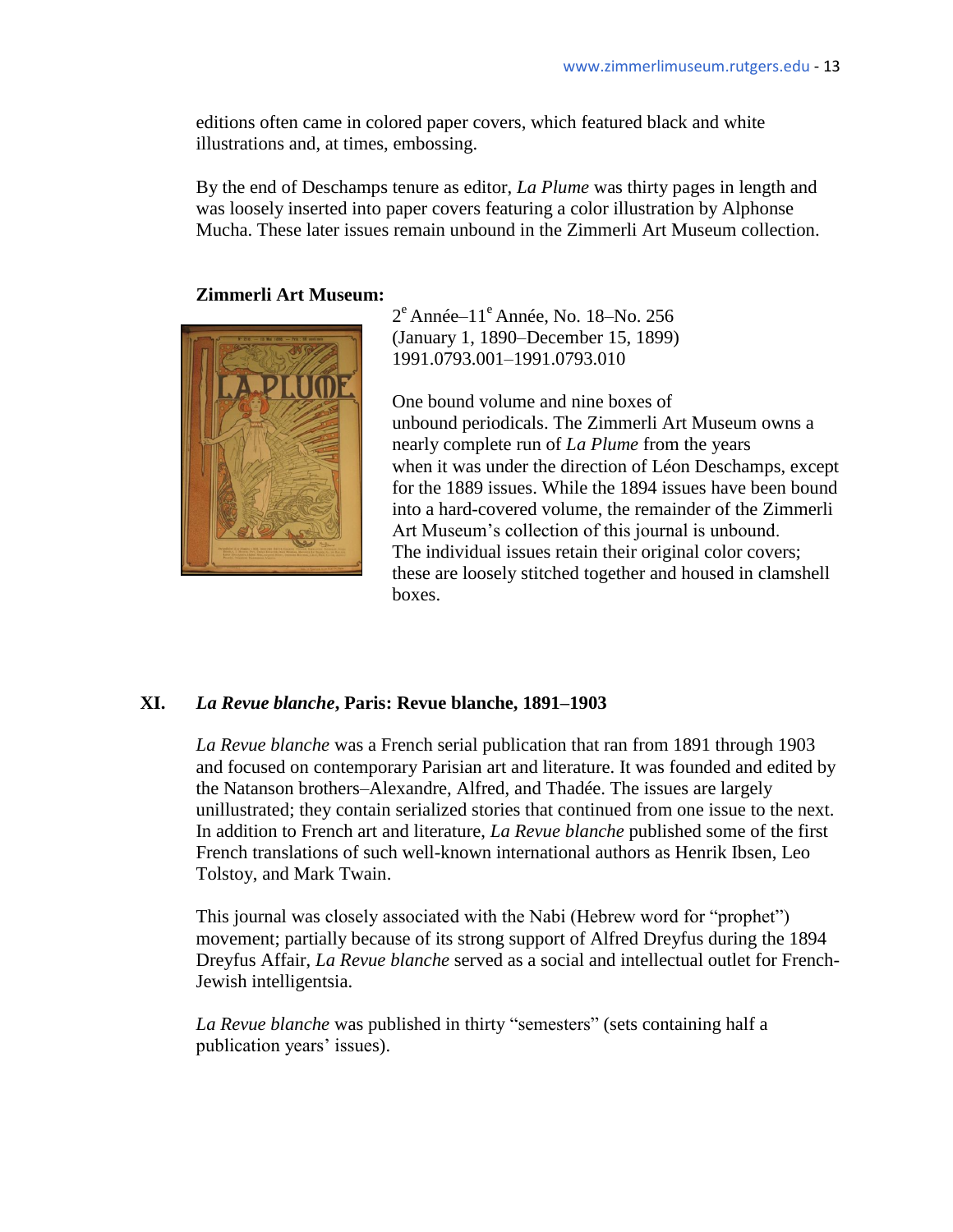editions often came in colored paper covers, which featured black and white illustrations and, at times, embossing.

By the end of Deschamps tenure as editor, *La Plume* was thirty pages in length and was loosely inserted into paper covers featuring a color illustration by Alphonse Mucha. These later issues remain unbound in the Zimmerli Art Museum collection.

**Zimmerli Art Museum:**

2e Année–11e Année, No. 18–No. 256
(January 1, 1890–December 15, 1899)
1991.0793.001–1991.0793.010

One bound volume and nine boxes of unbound periodicals. The Zimmerli Art Museum owns a nearly complete run of *La Plume* from the years when it was under the direction of Léon Deschamps, except for the 1889 issues. While the 1894 issues have been bound into a hard-covered volume, the remainder of the Zimmerli Art Museum's collection of this journal is unbound. The individual issues retain their original color covers; these are loosely stitched together and housed in clamshell boxes.

## XI. *La Revue blanche*, Paris: Revue blanche, 1891–1903

*La Revue blanche* was a French serial publication that ran from 1891 through 1903 and focused on contemporary Parisian art and literature. It was founded and edited by the Natanson brothers–Alexandre, Alfred, and Thadée. The issues are largely unillustrated; they contain serialized stories that continued from one issue to the next. In addition to French art and literature, *La Revue blanche* published some of the first French translations of such well-known international authors as Henrik Ibsen, Leo Tolstoy, and Mark Twain.

This journal was closely associated with the Nabi (Hebrew word for "prophet") movement; partially because of its strong support of Alfred Dreyfus during the 1894 Dreyfus Affair, *La Revue blanche* served as a social and intellectual outlet for French-Jewish intelligentsia.

*La Revue blanche* was published in thirty "semesters" (sets containing half a publication years' issues).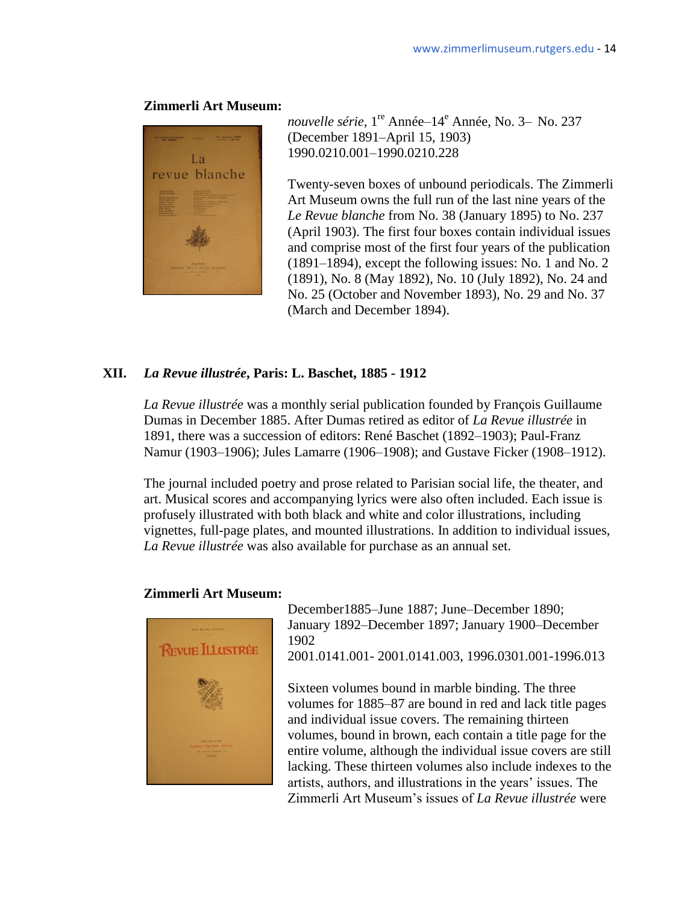**Zimmerli Art Museum:**

*nouvelle série*, 1re Année–14e Année, No. 3– No. 237 (December 1891–April 15, 1903)
1990.0210.001–1990.0210.228

Twenty-seven boxes of unbound periodicals. The Zimmerli Art Museum owns the full run of the last nine years of the *Le Revue blanche* from No. 38 (January 1895) to No. 237 (April 1903). The first four boxes contain individual issues and comprise most of the first four years of the publication (1891–1894), except the following issues: No. 1 and No. 2 (1891), No. 8 (May 1892), No. 10 (July 1892), No. 24 and No. 25 (October and November 1893), No. 29 and No. 37 (March and December 1894).

## XII. *La Revue illustrée*, Paris: L. Baschet, 1885 - 1912

*La Revue illustrée* was a monthly serial publication founded by François Guillaume Dumas in December 1885. After Dumas retired as editor of *La Revue illustrée* in 1891, there was a succession of editors: René Baschet (1892–1903); Paul-Franz Namur (1903–1906); Jules Lamarre (1906–1908); and Gustave Ficker (1908–1912).

The journal included poetry and prose related to Parisian social life, the theater, and art. Musical scores and accompanying lyrics were also often included. Each issue is profusely illustrated with both black and white and color illustrations, including vignettes, full-page plates, and mounted illustrations. In addition to individual issues, *La Revue illustrée* was also available for purchase as an annual set.

**Zimmerli Art Museum:**

December1885–June 1887; June–December 1890; January 1892–December 1897; January 1900–December 1902
2001.0141.001- 2001.0141.003, 1996.0301.001-1996.013

Sixteen volumes bound in marble binding. The three volumes for 1885–87 are bound in red and lack title pages and individual issue covers. The remaining thirteen volumes, bound in brown, each contain a title page for the entire volume, although the individual issue covers are still lacking. These thirteen volumes also include indexes to the artists, authors, and illustrations in the years' issues. The Zimmerli Art Museum's issues of *La Revue illustrée* were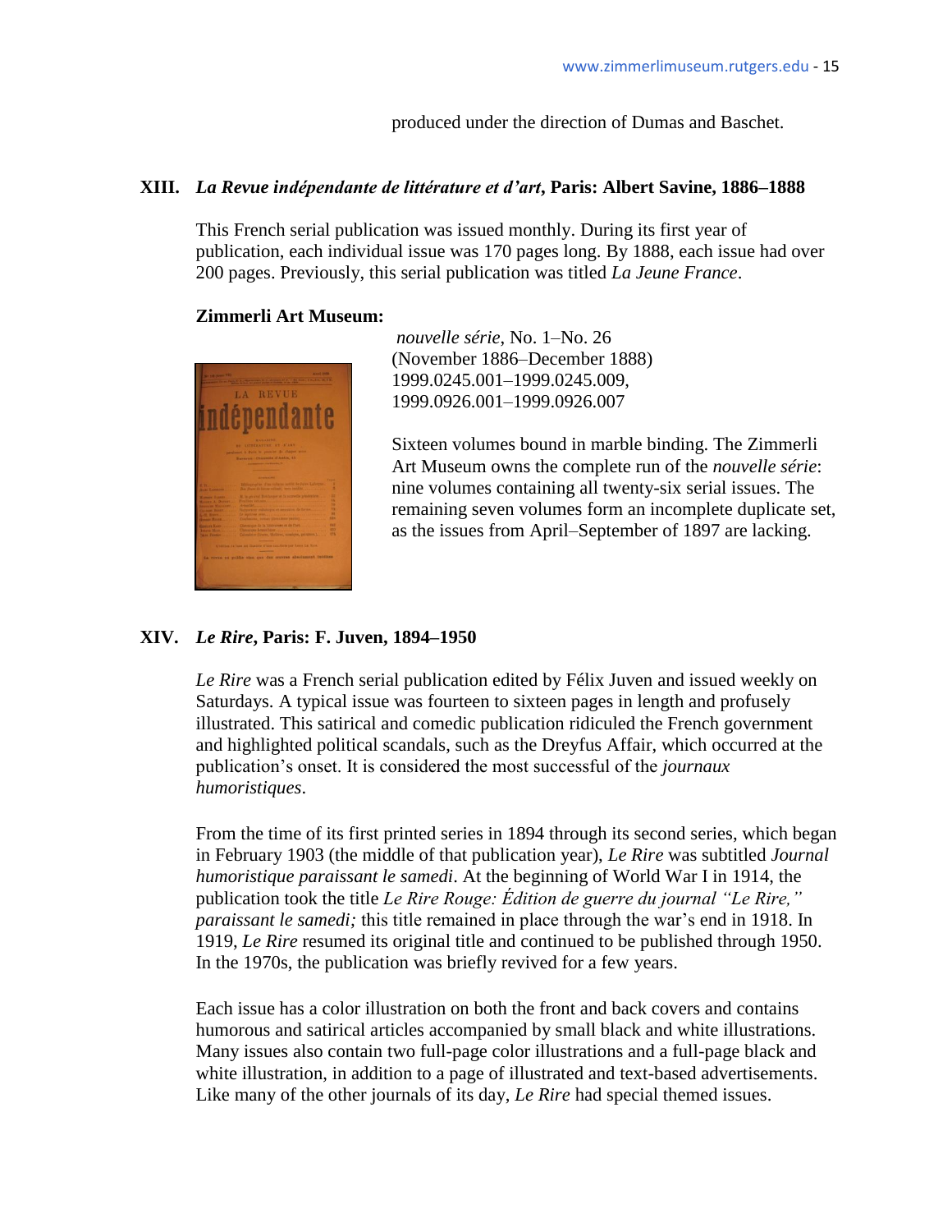produced under the direction of Dumas and Baschet.

**XIII.** ***La Revue indépendante de littérature et d'art*, Paris: Albert Savine, 1886–1888**

This French serial publication was issued monthly. During its first year of publication, each individual issue was 170 pages long. By 1888, each issue had over 200 pages. Previously, this serial publication was titled *La Jeune France*.

**Zimmerli Art Museum:**

*nouvelle série*, No. 1–No. 26
(November 1886–December 1888)
1999.0245.001–1999.0245.009,
1999.0926.001–1999.0926.007

Sixteen volumes bound in marble binding. The Zimmerli Art Museum owns the complete run of the *nouvelle série*: nine volumes containing all twenty-six serial issues. The remaining seven volumes form an incomplete duplicate set, as the issues from April–September of 1897 are lacking.

**XIV.** ***Le Rire*, Paris: F. Juven, 1894–1950**

*Le Rire* was a French serial publication edited by Félix Juven and issued weekly on Saturdays. A typical issue was fourteen to sixteen pages in length and profusely illustrated. This satirical and comedic publication ridiculed the French government and highlighted political scandals, such as the Dreyfus Affair, which occurred at the publication's onset. It is considered the most successful of the *journaux humoristiques*.

From the time of its first printed series in 1894 through its second series, which began in February 1903 (the middle of that publication year), *Le Rire* was subtitled *Journal humoristique paraissant le samedi*. At the beginning of World War I in 1914, the publication took the title *Le Rire Rouge: Édition de guerre du journal "Le Rire," paraissant le samedi;* this title remained in place through the war's end in 1918. In 1919, *Le Rire* resumed its original title and continued to be published through 1950. In the 1970s, the publication was briefly revived for a few years.

Each issue has a color illustration on both the front and back covers and contains humorous and satirical articles accompanied by small black and white illustrations. Many issues also contain two full-page color illustrations and a full-page black and white illustration, in addition to a page of illustrated and text-based advertisements. Like many of the other journals of its day, *Le Rire* had special themed issues.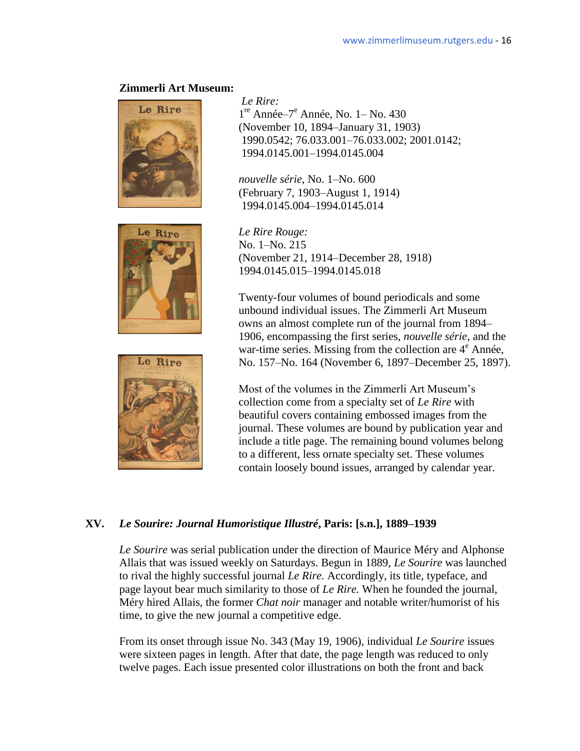**Zimmerli Art Museum:**

*Le Rire:*
1re Année–7e Année, No. 1– No. 430
(November 10, 1894–January 31, 1903)
1990.0542; 76.033.001–76.033.002; 2001.0142;
1994.0145.001–1994.0145.004

*nouvelle série*, No. 1–No. 600
(February 7, 1903–August 1, 1914)
1994.0145.004–1994.0145.014

*Le Rire Rouge:*
No. 1–No. 215
(November 21, 1914–December 28, 1918)
1994.0145.015–1994.0145.018

Twenty-four volumes of bound periodicals and some unbound individual issues. The Zimmerli Art Museum owns an almost complete run of the journal from 1894–1906, encompassing the first series, *nouvelle série*, and the war-time series. Missing from the collection are 4e Année, No. 157–No. 164 (November 6, 1897–December 25, 1897).

Most of the volumes in the Zimmerli Art Museum's collection come from a specialty set of *Le Rire* with beautiful covers containing embossed images from the journal. These volumes are bound by publication year and include a title page. The remaining bound volumes belong to a different, less ornate specialty set. These volumes contain loosely bound issues, arranged by calendar year.

## XV. *Le Sourire: Journal Humoristique Illustré*, Paris: [s.n.], 1889–1939

*Le Sourire* was serial publication under the direction of Maurice Méry and Alphonse Allais that was issued weekly on Saturdays. Begun in 1889, *Le Sourire* was launched to rival the highly successful journal *Le Rire.* Accordingly, its title, typeface, and page layout bear much similarity to those of *Le Rire.* When he founded the journal, Méry hired Allais, the former *Chat noir* manager and notable writer/humorist of his time, to give the new journal a competitive edge.

From its onset through issue No. 343 (May 19, 1906), individual *Le Sourire* issues were sixteen pages in length. After that date, the page length was reduced to only twelve pages. Each issue presented color illustrations on both the front and back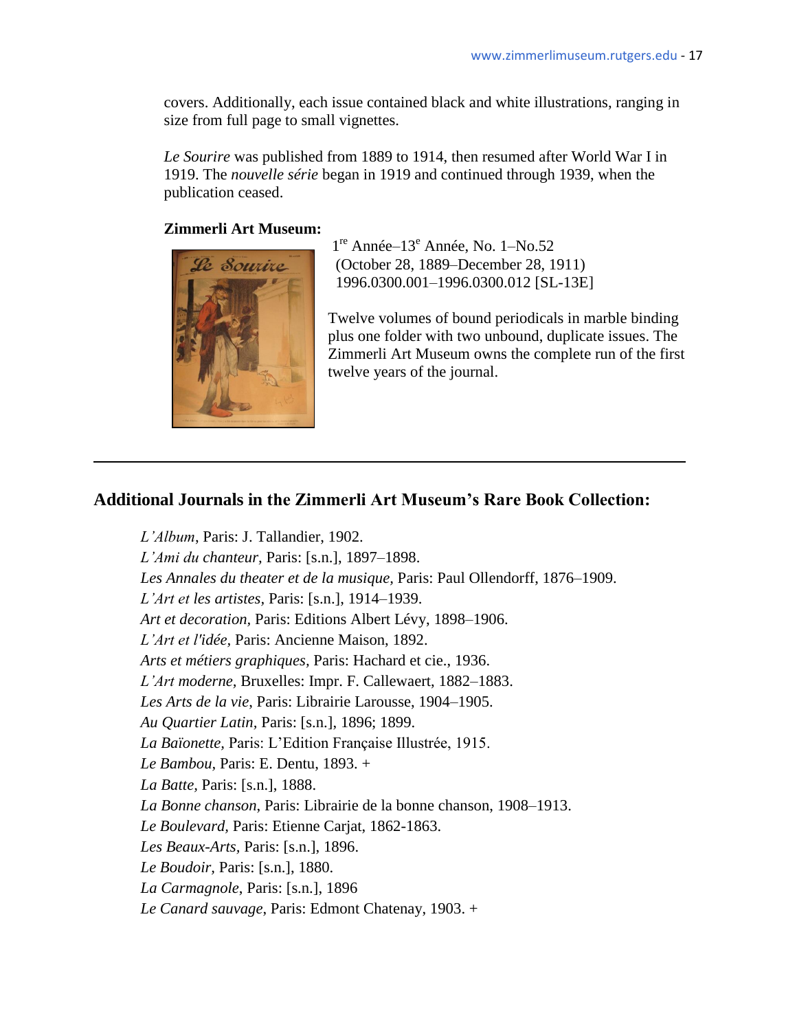covers. Additionally, each issue contained black and white illustrations, ranging in size from full page to small vignettes.

*Le Sourire* was published from 1889 to 1914, then resumed after World War I in 1919. The *nouvelle série* began in 1919 and continued through 1939, when the publication ceased.

**Zimmerli Art Museum:**

1re Année–13e Année, No. 1–No.52
(October 28, 1889–December 28, 1911)
1996.0300.001–1996.0300.012 [SL-13E]

Twelve volumes of bound periodicals in marble binding plus one folder with two unbound, duplicate issues. The Zimmerli Art Museum owns the complete run of the first twelve years of the journal.

---

## Additional Journals in the Zimmerli Art Museum's Rare Book Collection:

*L'Album*, Paris: J. Tallandier, 1902.
*L'Ami du chanteur*, Paris: [s.n.], 1897–1898.
*Les Annales du theater et de la musique*, Paris: Paul Ollendorff, 1876–1909.
*L'Art et les artistes*, Paris: [s.n.], 1914–1939.
*Art et decoration*, Paris: Editions Albert Lévy, 1898–1906.
*L'Art et l'idée*, Paris: Ancienne Maison, 1892.
*Arts et métiers graphiques*, Paris: Hachard et cie., 1936.
*L'Art moderne*, Bruxelles: Impr. F. Callewaert, 1882–1883.
*Les Arts de la vie*, Paris: Librairie Larousse, 1904–1905.
*Au Quartier Latin*, Paris: [s.n.], 1896; 1899.
*La Baïonette*, Paris: L'Edition Française Illustrée, 1915.
*Le Bambou*, Paris: E. Dentu, 1893. +
*La Batte*, Paris: [s.n.], 1888.
*La Bonne chanson*, Paris: Librairie de la bonne chanson, 1908–1913.
*Le Boulevard*, Paris: Etienne Carjat, 1862-1863.
*Les Beaux-Arts*, Paris: [s.n.], 1896.
*Le Boudoir*, Paris: [s.n.], 1880.
*La Carmagnole*, Paris: [s.n.], 1896
*Le Canard sauvage*, Paris: Edmont Chatenay, 1903. +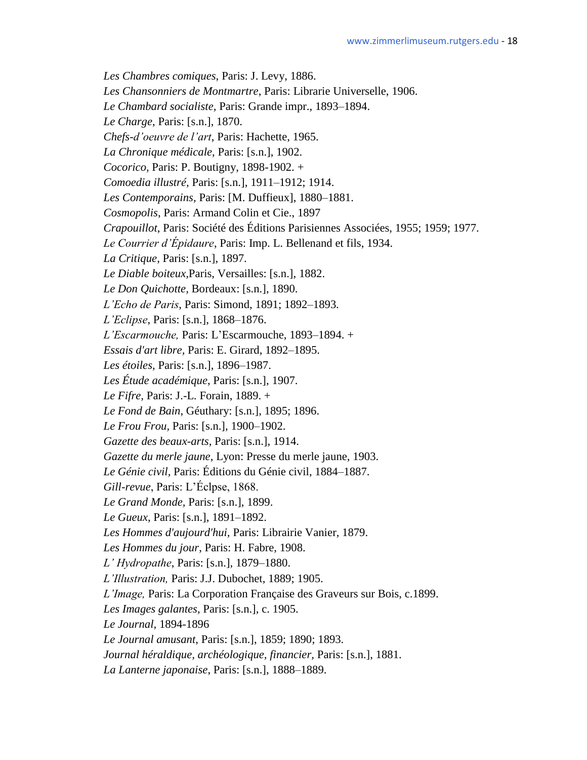*Les Chambres comiques*, Paris: J. Levy, 1886.  
*Les Chansonniers de Montmartre*, Paris: Librarie Universelle, 1906.  
*Le Chambard socialiste,* Paris: Grande impr., 1893–1894.  
*Le Charge*, Paris: [s.n.], 1870.  
*Chefs-d'oeuvre de l'art*, Paris: Hachette, 1965.  
*La Chronique médicale*, Paris: [s.n.], 1902.  
*Cocorico*, Paris: P. Boutigny, 1898-1902. +  
*Comoedia illustré,* Paris: [s.n.], 1911–1912; 1914.  
*Les Contemporains,* Paris: [M. Duffieux], 1880–1881.  
*Cosmopolis*, Paris: Armand Colin et Cie., 1897  
*Crapouillot*, Paris: Société des Éditions Parisiennes Associées, 1955; 1959; 1977.  
*Le Courrier d'Épidaure*, Paris: Imp. L. Bellenand et fils, 1934.  
*La Critique*, Paris: [s.n.], 1897.  
*Le Diable boiteux*,Paris, Versailles: [s.n.], 1882.  
*Le Don Quichotte*, Bordeaux: [s.n.], 1890.  
*L'Echo de Paris*, Paris: Simond, 1891; 1892–1893.  
*L'Eclipse*, Paris: [s.n.], 1868–1876.  
*L'Escarmouche,* Paris: L'Escarmouche, 1893–1894. +  
*Essais d'art libre*, Paris: E. Girard, 1892–1895.  
*Les étoiles*, Paris: [s.n.], 1896–1987.  
*Les Étude académique*, Paris: [s.n.], 1907.  
*Le Fifre*, Paris: J.-L. Forain, 1889. +  
*Le Fond de Bain*, Géuthary: [s.n.], 1895; 1896.  
*Le Frou Frou*, Paris: [s.n.], 1900–1902.  
*Gazette des beaux-arts*, Paris: [s.n.], 1914.  
*Gazette du merle jaune*, Lyon: Presse du merle jaune, 1903.  
*Le Génie civil*, Paris: Éditions du Génie civil, 1884–1887.  
*Gill-revue*, Paris: L'Éclpse, 1868.  
*Le Grand Monde*, Paris: [s.n.], 1899.  
*Le Gueux*, Paris: [s.n.], 1891–1892.  
*Les Hommes d'aujourd'hui*, Paris: Librairie Vanier, 1879.  
*Les Hommes du jour*, Paris: H. Fabre, 1908.  
*L' Hydropathe*, Paris: [s.n.], 1879–1880.  
*L'Illustration,* Paris: J.J. Dubochet, 1889; 1905.  
*L'Image,* Paris: La Corporation Française des Graveurs sur Bois, c.1899.  
*Les Images galantes*, Paris: [s.n.], c. 1905.  
*Le Journal*, 1894-1896  
*Le Journal amusant*, Paris: [s.n.], 1859; 1890; 1893.  
*Journal héraldique, archéologique, financier*, Paris: [s.n.], 1881.  
*La Lanterne japonaise*, Paris: [s.n.], 1888–1889.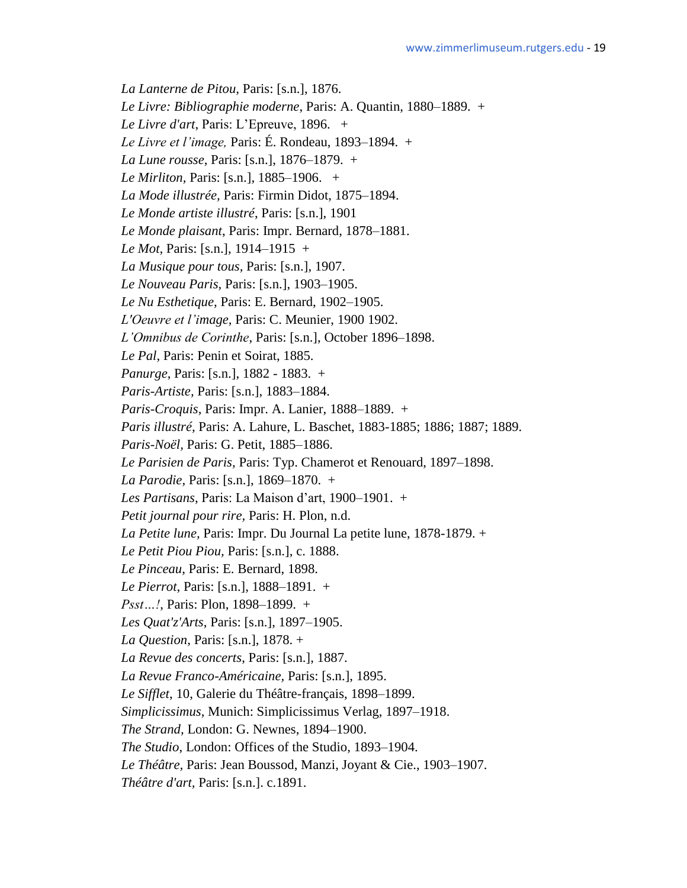*La Lanterne de Pitou*, Paris: [s.n.], 1876.
*Le Livre: Bibliographie moderne*, Paris: A. Quantin, 1880–1889. +
*Le Livre d'art*, Paris: L'Epreuve, 1896. +
*Le Livre et l'image,* Paris: É. Rondeau, 1893–1894. +
*La Lune rousse*, Paris: [s.n.], 1876–1879. +
*Le Mirliton*, Paris: [s.n.], 1885–1906. +
*La Mode illustrée,* Paris: Firmin Didot, 1875–1894.
*Le Monde artiste illustré*, Paris: [s.n.], 1901
*Le Monde plaisant*, Paris: Impr. Bernard, 1878–1881.
*Le Mot*, Paris: [s.n.], 1914–1915 +
*La Musique pour tous,* Paris: [s.n.], 1907.
*Le Nouveau Paris,* Paris: [s.n.], 1903–1905.
*Le Nu Esthetique,* Paris: E. Bernard, 1902–1905.
*L'Oeuvre et l'image,* Paris: C. Meunier, 1900 1902.
*L'Omnibus de Corinthe*, Paris: [s.n.], October 1896–1898.
*Le Pal*, Paris: Penin et Soirat, 1885.
*Panurge*, Paris: [s.n.], 1882 - 1883. +
*Paris-Artiste,* Paris: [s.n.], 1883–1884.
*Paris-Croquis*, Paris: Impr. A. Lanier, 1888–1889. +
*Paris illustré,* Paris: A. Lahure, L. Baschet, 1883-1885; 1886; 1887; 1889.
*Paris-Noël,* Paris: G. Petit, 1885–1886.
*Le Parisien de Paris*, Paris: Typ. Chamerot et Renouard, 1897–1898.
*La Parodie,* Paris: [s.n.], 1869–1870. +
*Les Partisans*, Paris: La Maison d'art, 1900–1901. +
*Petit journal pour rire,* Paris: H. Plon, n.d.
*La Petite lune*, Paris: Impr. Du Journal La petite lune, 1878-1879. +
*Le Petit Piou Piou,* Paris: [s.n.], c. 1888.
*Le Pinceau,* Paris: E. Bernard, 1898.
*Le Pierrot*, Paris: [s.n.], 1888–1891. +
*Psst…!*, Paris: Plon, 1898–1899. +
*Les Quat'z'Arts*, Paris: [s.n.], 1897–1905.
*La Question*, Paris: [s.n.], 1878. +
*La Revue des concerts*, Paris: [s.n.], 1887.
*La Revue Franco-Américaine,* Paris: [s.n.], 1895.
*Le Sifflet*, 10, Galerie du Théâtre-français, 1898–1899.
*Simplicissimus*, Munich: Simplicissimus Verlag, 1897–1918.
*The Strand,* London: G. Newnes, 1894–1900.
*The Studio*, London: Offices of the Studio, 1893–1904.
*Le Théâtre*, Paris: Jean Boussod, Manzi, Joyant & Cie., 1903–1907.
*Théâtre d'art,* Paris: [s.n.]. c.1891.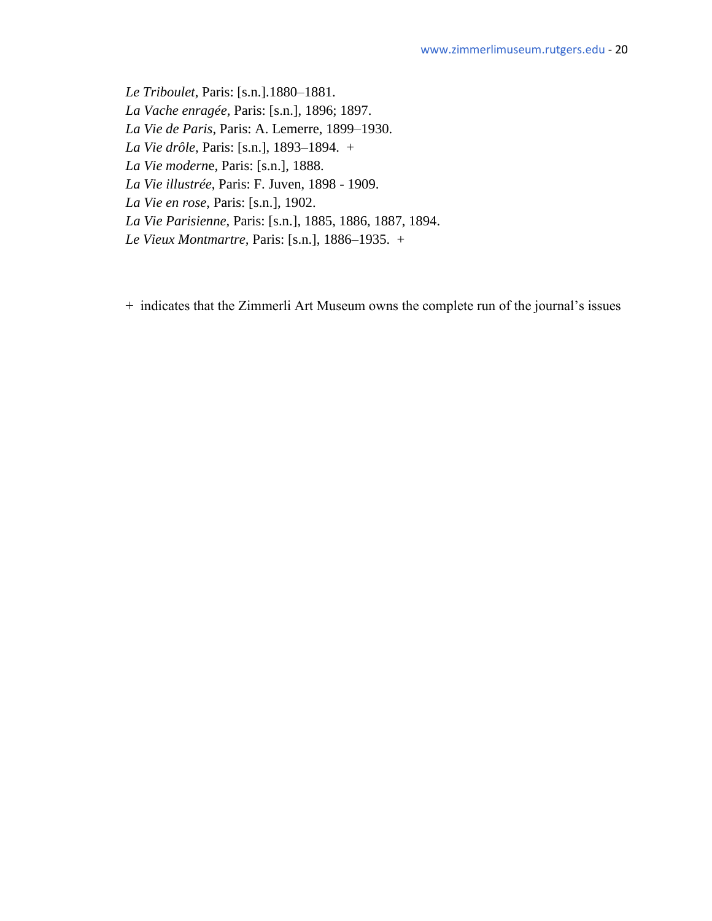*Le Triboulet*, Paris: [s.n.].1880–1881.
*La Vache enragée,* Paris: [s.n.], 1896; 1897.
*La Vie de Paris*, Paris: A. Lemerre, 1899–1930.
*La Vie drôle*, Paris: [s.n.], 1893–1894. +
*La Vie moderne*, Paris: [s.n.], 1888.
*La Vie illustrée*, Paris: F. Juven, 1898 - 1909.
*La Vie en rose*, Paris: [s.n.], 1902.
*La Vie Parisienne*, Paris: [s.n.], 1885, 1886, 1887, 1894.
*Le Vieux Montmartre,* Paris: [s.n.], 1886–1935. +

+ indicates that the Zimmerli Art Museum owns the complete run of the journal's issues